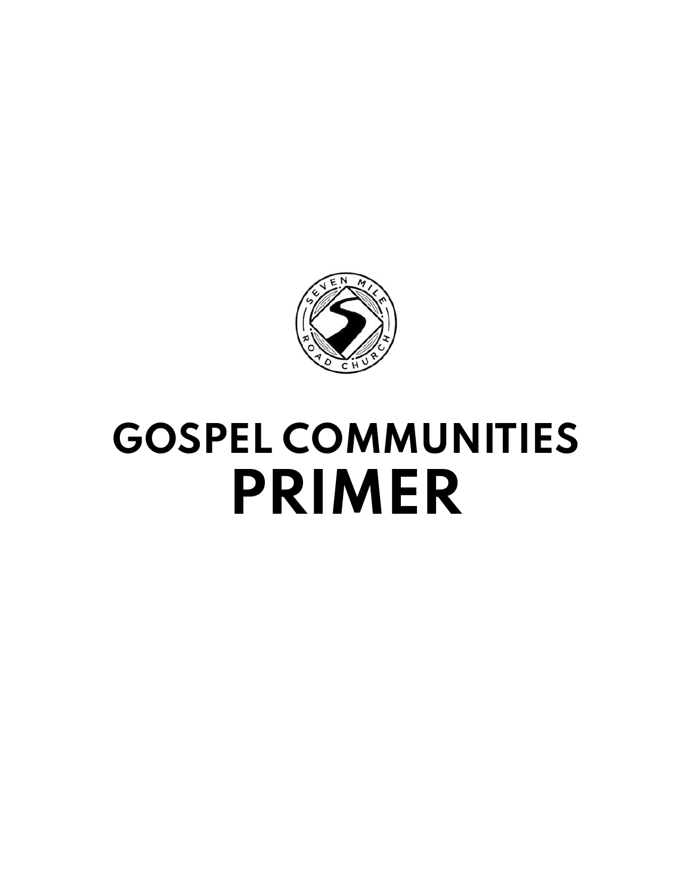# GOSPEL COMMUNITIES PRIMER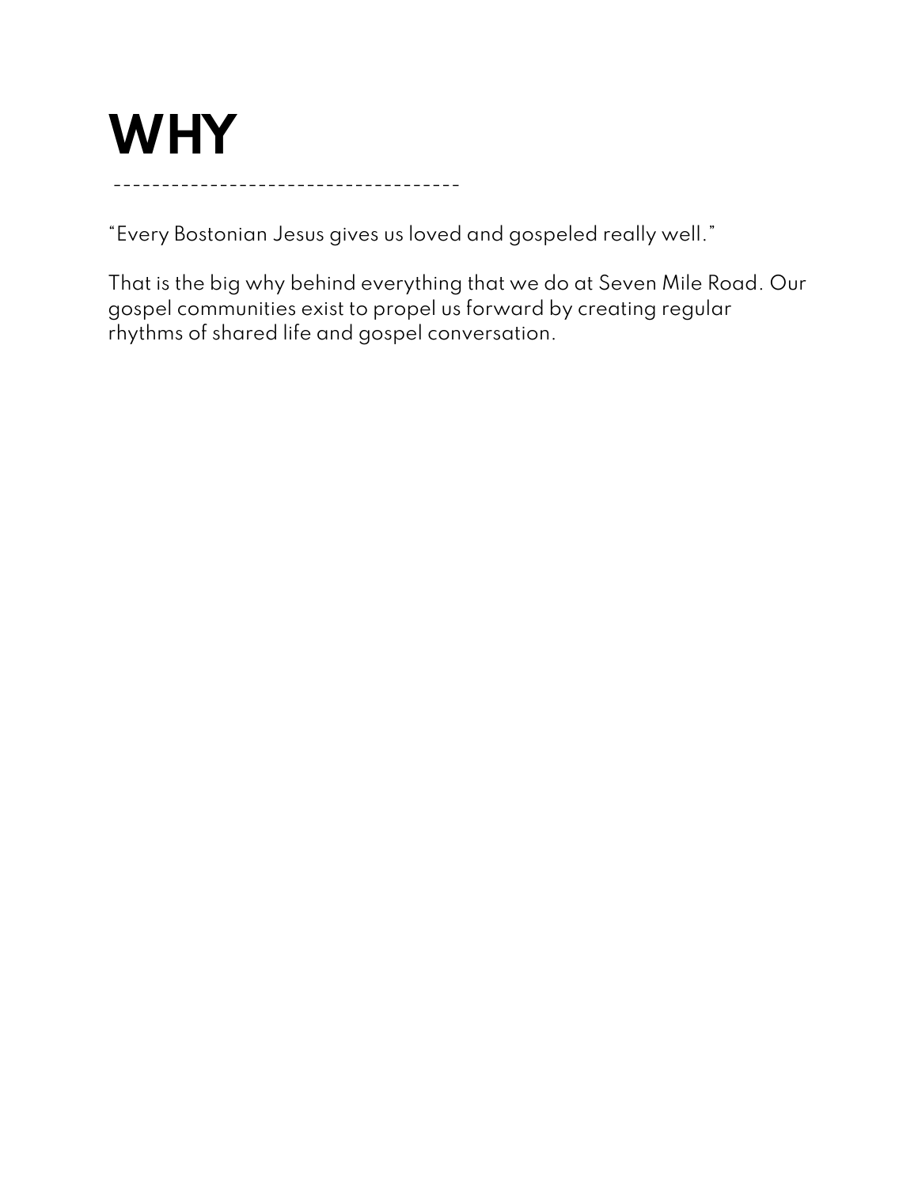# WHY

---

"Every Bostonian Jesus gives us loved and gospeled really well."

That is the big why behind everything that we do at Seven Mile Road. Our gospel communities exist to propel us forward by creating regular rhythms of shared life and gospel conversation.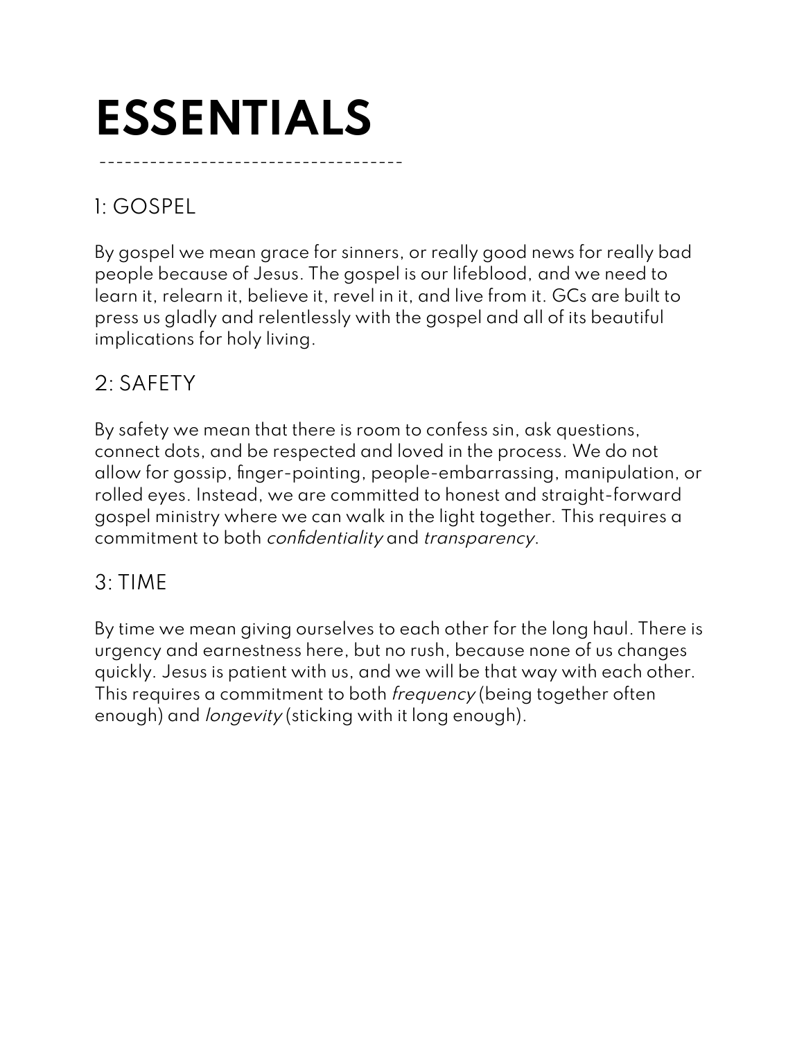# ESSENTIALS

## 1: GOSPEL

By gospel we mean grace for sinners, or really good news for really bad people because of Jesus. The gospel is our lifeblood, and we need to learn it, relearn it, believe it, revel in it, and live from it. GCs are built to press us gladly and relentlessly with the gospel and all of its beautiful implications for holy living.

## 2: SAFETY

By safety we mean that there is room to confess sin, ask questions, connect dots, and be respected and loved in the process. We do not allow for gossip, finger-pointing, people-embarrassing, manipulation, or rolled eyes. Instead, we are committed to honest and straight-forward gospel ministry where we can walk in the light together. This requires a commitment to both *confidentiality* and *transparency*.

## 3: TIME

By time we mean giving ourselves to each other for the long haul. There is urgency and earnestness here, but no rush, because none of us changes quickly. Jesus is patient with us, and we will be that way with each other. This requires a commitment to both *frequency* (being together often enough) and *longevity* (sticking with it long enough).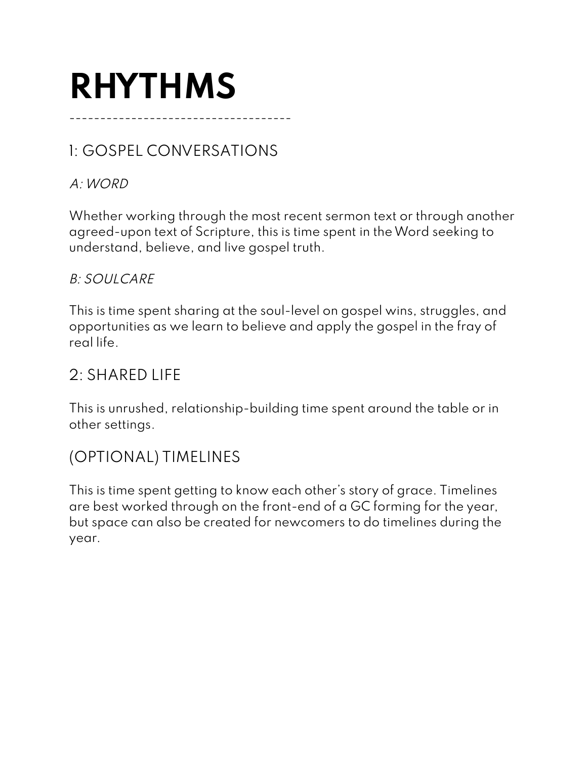# RHYTHMS

------------------------------------

## 1: GOSPEL CONVERSATIONS

### *A: WORD*

Whether working through the most recent sermon text or through another agreed-upon text of Scripture, this is time spent in the Word seeking to understand, believe, and live gospel truth.

### *B: SOULCARE*

This is time spent sharing at the soul-level on gospel wins, struggles, and opportunities as we learn to believe and apply the gospel in the fray of real life.

## 2: SHARED LIFE

This is unrushed, relationship-building time spent around the table or in other settings.

## (OPTIONAL) TIMELINES

This is time spent getting to know each other's story of grace. Timelines are best worked through on the front-end of a GC forming for the year, but space can also be created for newcomers to do timelines during the year.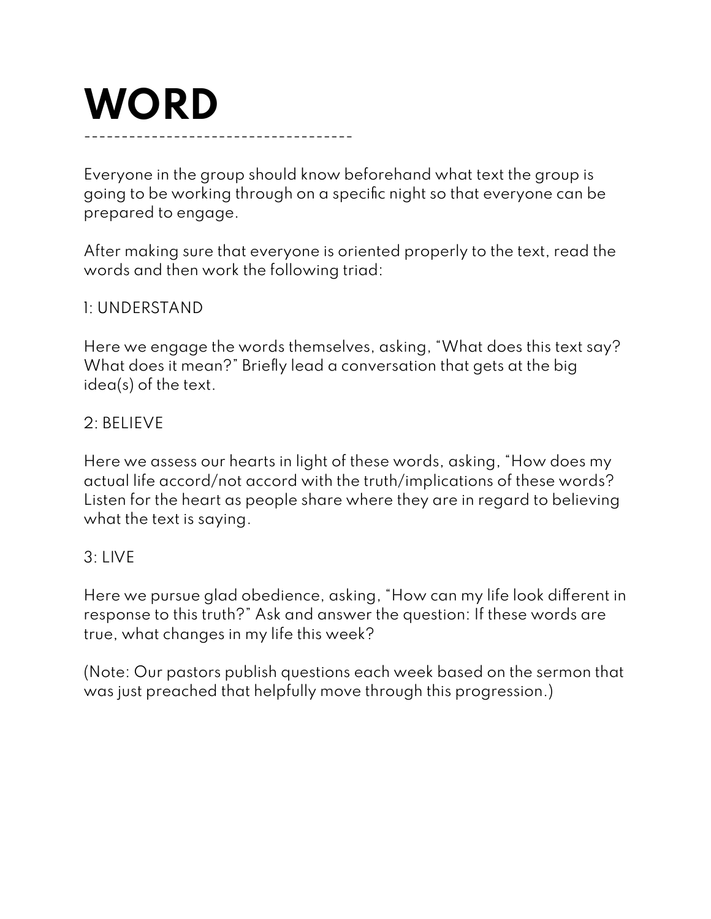# WORD

------------------------------------

Everyone in the group should know beforehand what text the group is going to be working through on a specific night so that everyone can be prepared to engage.

After making sure that everyone is oriented properly to the text, read the words and then work the following triad:

1: UNDERSTAND

Here we engage the words themselves, asking, "What does this text say? What does it mean?" Briefly lead a conversation that gets at the big idea(s) of the text.

2: BELIEVE

Here we assess our hearts in light of these words, asking, "How does my actual life accord/not accord with the truth/implications of these words? Listen for the heart as people share where they are in regard to believing what the text is saying.

3: LIVE

Here we pursue glad obedience, asking, "How can my life look different in response to this truth?" Ask and answer the question: If these words are true, what changes in my life this week?

(Note: Our pastors publish questions each week based on the sermon that was just preached that helpfully move through this progression.)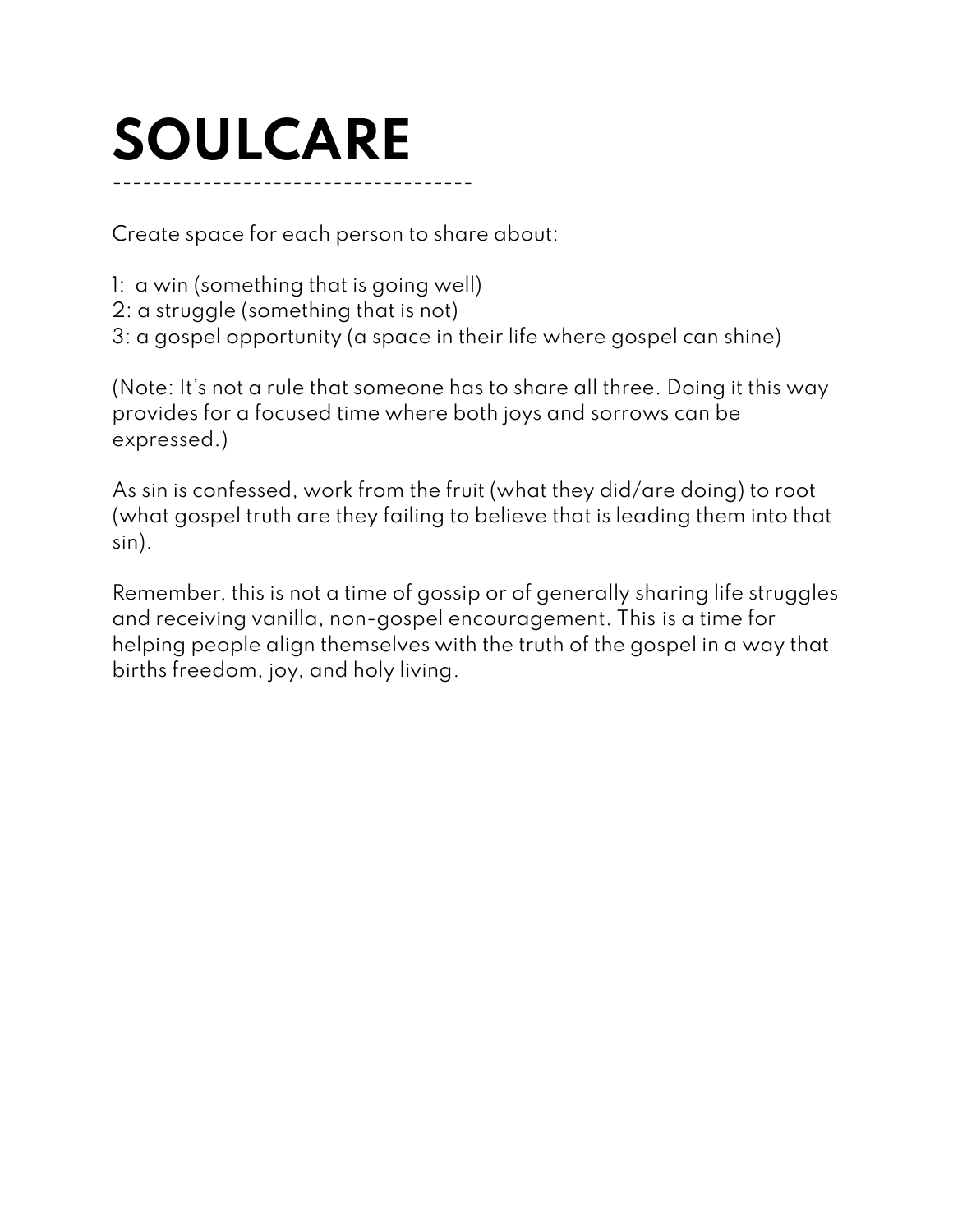# SOULCARE

Create space for each person to share about:

1: a win (something that is going well)
2: a struggle (something that is not)
3: a gospel opportunity (a space in their life where gospel can shine)

(Note: It's not a rule that someone has to share all three. Doing it this way provides for a focused time where both joys and sorrows can be expressed.)

As sin is confessed, work from the fruit (what they did/are doing) to root (what gospel truth are they failing to believe that is leading them into that sin).

Remember, this is not a time of gossip or of generally sharing life struggles and receiving vanilla, non-gospel encouragement. This is a time for helping people align themselves with the truth of the gospel in a way that births freedom, joy, and holy living.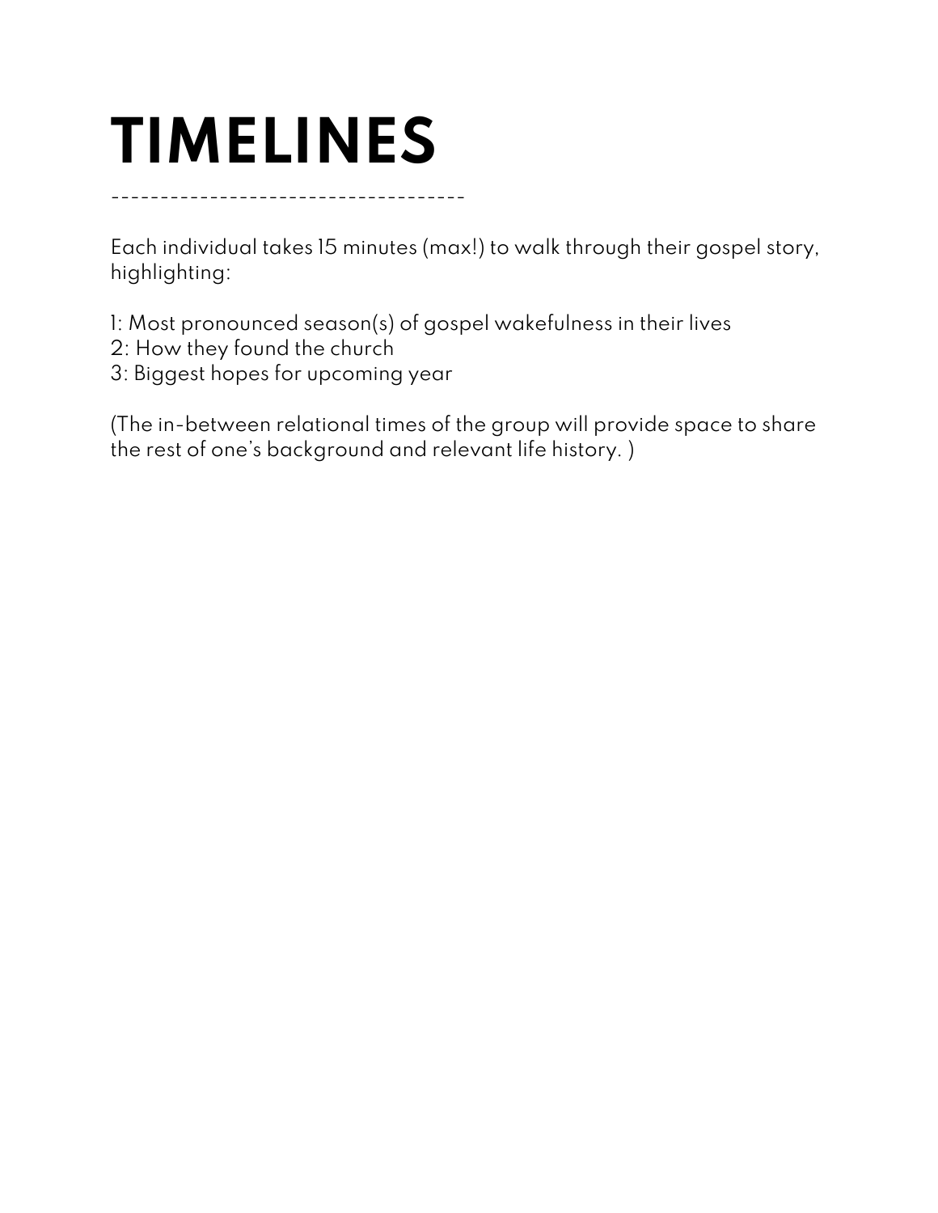# TIMELINES

------------------------------------

Each individual takes 15 minutes (max!) to walk through their gospel story, highlighting:

1: Most pronounced season(s) of gospel wakefulness in their lives
2: How they found the church
3: Biggest hopes for upcoming year

(The in-between relational times of the group will provide space to share the rest of one's background and relevant life history. )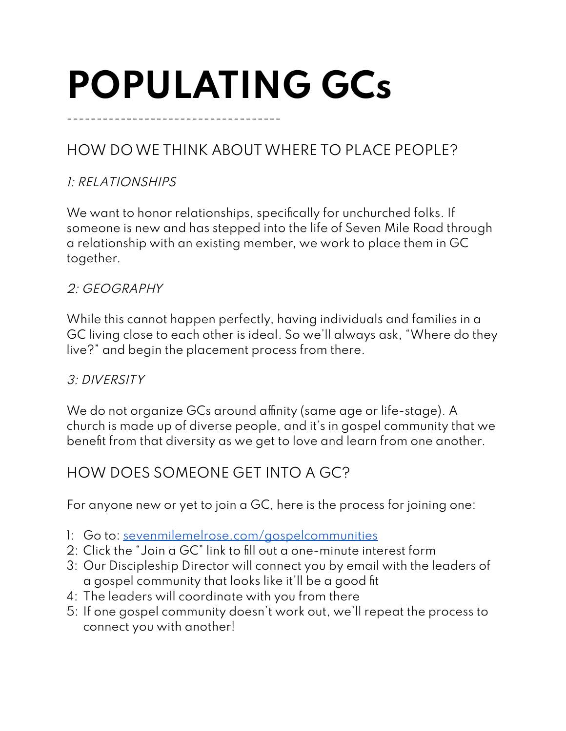# POPULATING GCs

------------------------------------

## HOW DO WE THINK ABOUT WHERE TO PLACE PEOPLE?

### *1: RELATIONSHIPS*

We want to honor relationships, specifically for unchurched folks. If someone is new and has stepped into the life of Seven Mile Road through a relationship with an existing member, we work to place them in GC together.

### *2: GEOGRAPHY*

While this cannot happen perfectly, having individuals and families in a GC living close to each other is ideal. So we'll always ask, "Where do they live?" and begin the placement process from there.

### *3: DIVERSITY*

We do not organize GCs around affinity (same age or life-stage). A church is made up of diverse people, and it's in gospel community that we benefit from that diversity as we get to love and learn from one another.

## HOW DOES SOMEONE GET INTO A GC?

For anyone new or yet to join a GC, here is the process for joining one:

1: Go to: [sevenmilemelrose.com/gospelcommunities](sevenmilemelrose.com/gospelcommunities)
2: Click the "Join a GC" link to fill out a one-minute interest form
3: Our Discipleship Director will connect you by email with the leaders of a gospel community that looks like it'll be a good fit
4: The leaders will coordinate with you from there
5: If one gospel community doesn't work out, we'll repeat the process to connect you with another!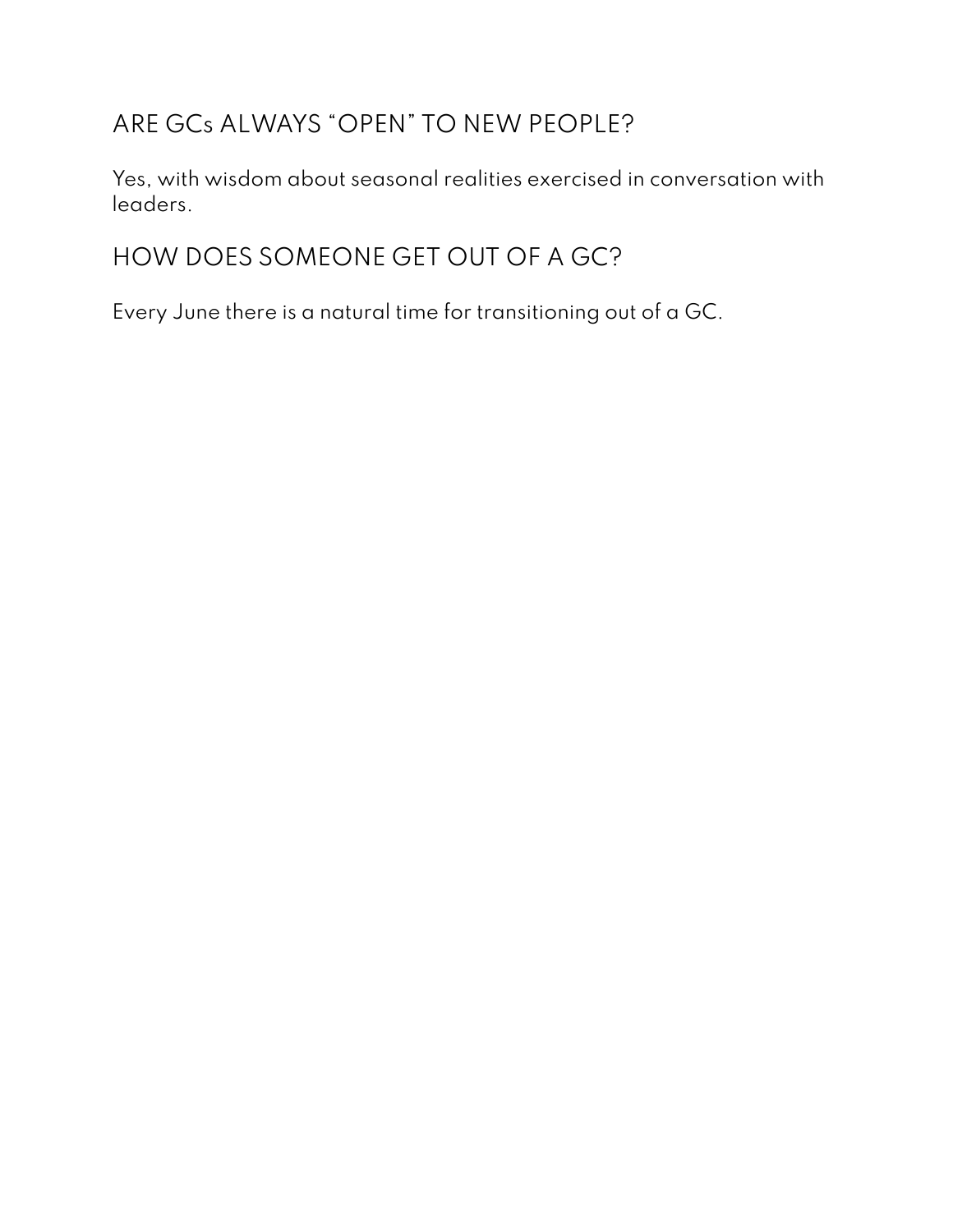## ARE GCs ALWAYS "OPEN" TO NEW PEOPLE?

Yes, with wisdom about seasonal realities exercised in conversation with leaders.

## HOW DOES SOMEONE GET OUT OF A GC?

Every June there is a natural time for transitioning out of a GC.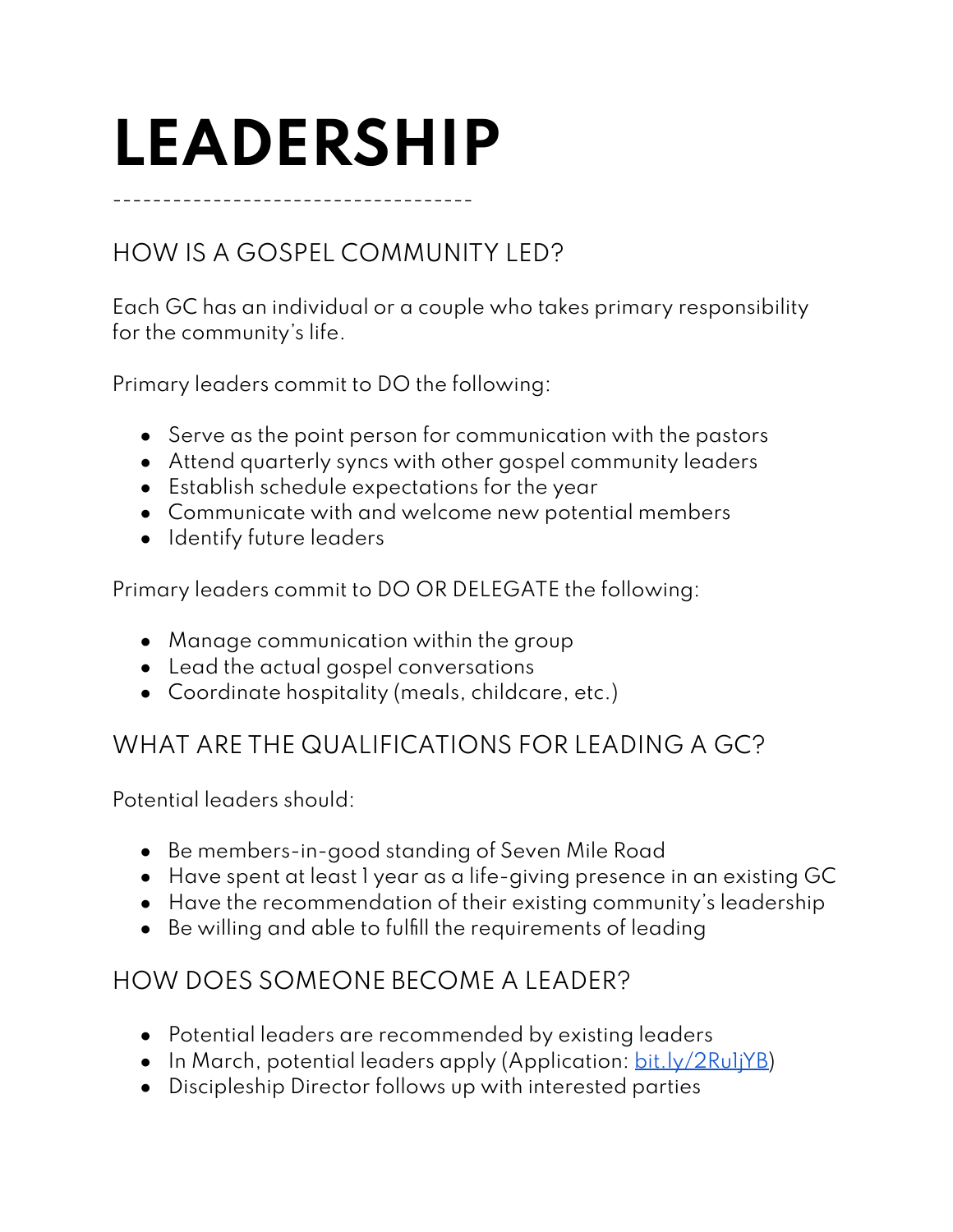# LEADERSHIP

------------------------------------

## HOW IS A GOSPEL COMMUNITY LED?

Each GC has an individual or a couple who takes primary responsibility for the community's life.

Primary leaders commit to DO the following:

- Serve as the point person for communication with the pastors
- Attend quarterly syncs with other gospel community leaders
- Establish schedule expectations for the year
- Communicate with and welcome new potential members
- Identify future leaders

Primary leaders commit to DO OR DELEGATE the following:

- Manage communication within the group
- Lead the actual gospel conversations
- Coordinate hospitality (meals, childcare, etc.)

## WHAT ARE THE QUALIFICATIONS FOR LEADING A GC?

Potential leaders should:

- Be members-in-good standing of Seven Mile Road
- Have spent at least 1 year as a life-giving presence in an existing GC
- Have the recommendation of their existing community's leadership
- Be willing and able to fulfill the requirements of leading

## HOW DOES SOMEONE BECOME A LEADER?

- Potential leaders are recommended by existing leaders
- In March, potential leaders apply (Application: bit.ly/2Ru1jYB)
- Discipleship Director follows up with interested parties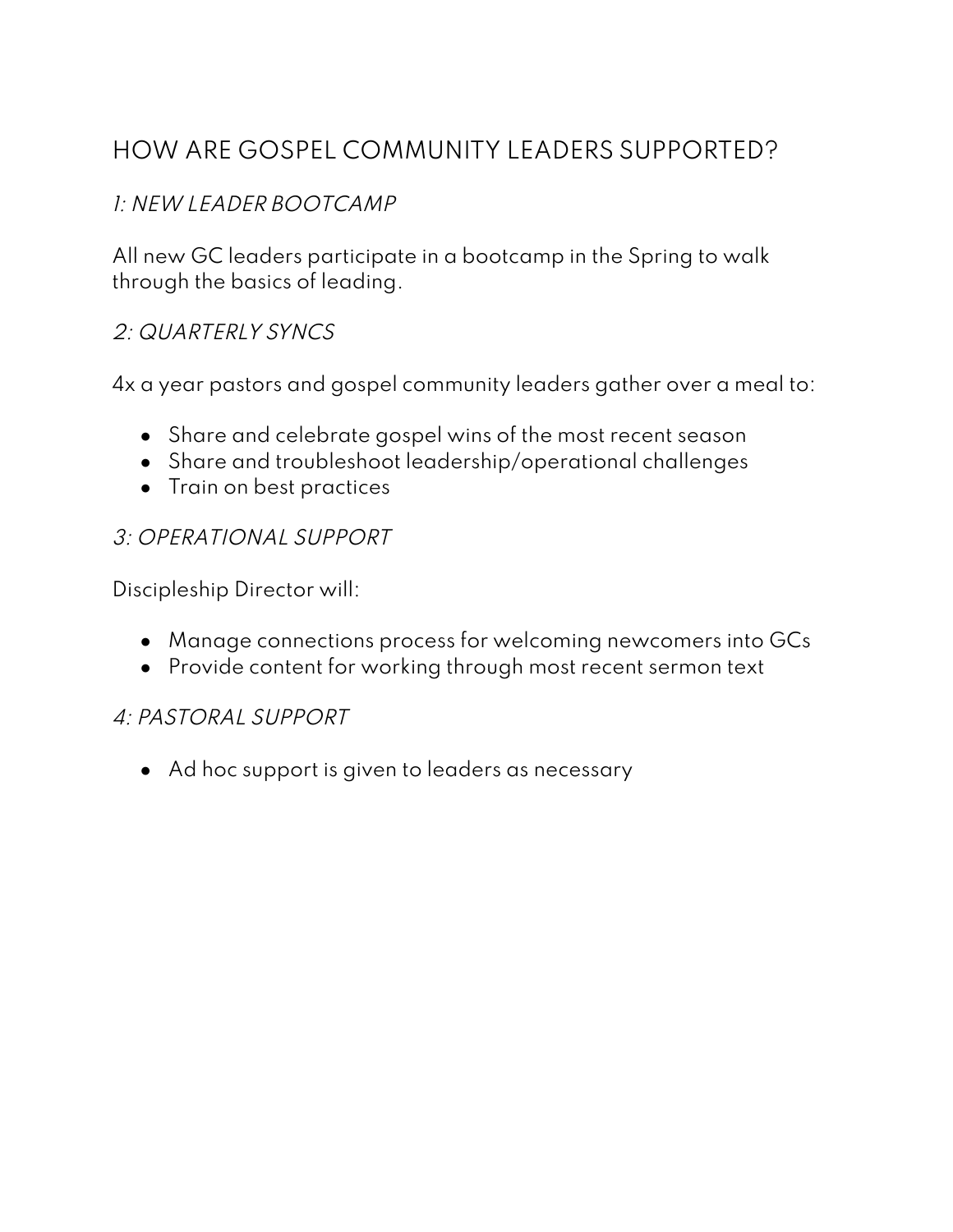## HOW ARE GOSPEL COMMUNITY LEADERS SUPPORTED?

### *1: NEW LEADER BOOTCAMP*

All new GC leaders participate in a bootcamp in the Spring to walk through the basics of leading.

### *2: QUARTERLY SYNCS*

4x a year pastors and gospel community leaders gather over a meal to:

- Share and celebrate gospel wins of the most recent season
- Share and troubleshoot leadership/operational challenges
- Train on best practices

### *3: OPERATIONAL SUPPORT*

Discipleship Director will:

- Manage connections process for welcoming newcomers into GCs
- Provide content for working through most recent sermon text

### *4: PASTORAL SUPPORT*

- Ad hoc support is given to leaders as necessary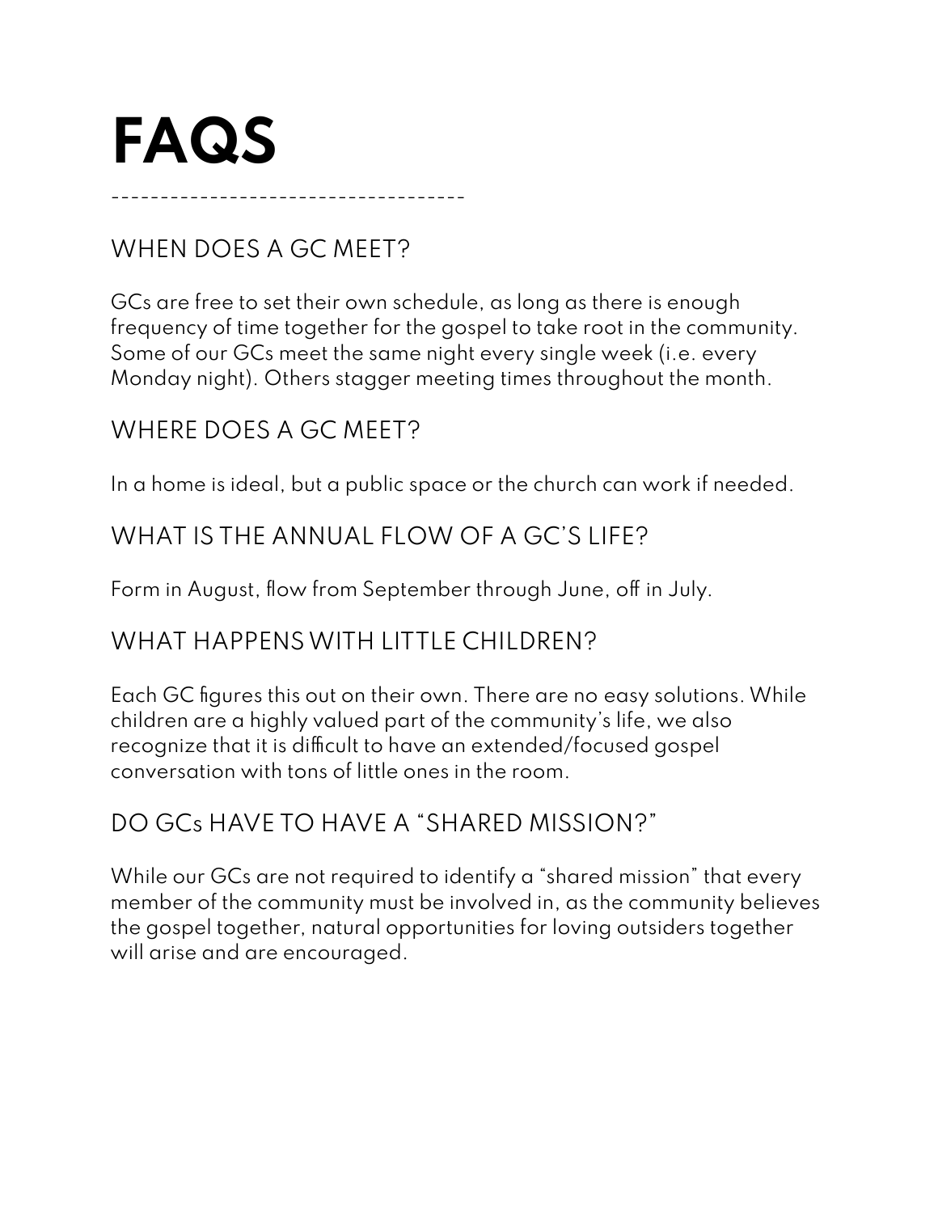# FAQS

---

## WHEN DOES A GC MEET?

GCs are free to set their own schedule, as long as there is enough frequency of time together for the gospel to take root in the community. Some of our GCs meet the same night every single week (i.e. every Monday night). Others stagger meeting times throughout the month.

## WHERE DOES A GC MEET?

In a home is ideal, but a public space or the church can work if needed.

## WHAT IS THE ANNUAL FLOW OF A GC'S LIFE?

Form in August, flow from September through June, off in July.

## WHAT HAPPENS WITH LITTLE CHILDREN?

Each GC figures this out on their own. There are no easy solutions. While children are a highly valued part of the community's life, we also recognize that it is difficult to have an extended/focused gospel conversation with tons of little ones in the room.

## DO GCs HAVE TO HAVE A "SHARED MISSION?"

While our GCs are not required to identify a "shared mission" that every member of the community must be involved in, as the community believes the gospel together, natural opportunities for loving outsiders together will arise and are encouraged.